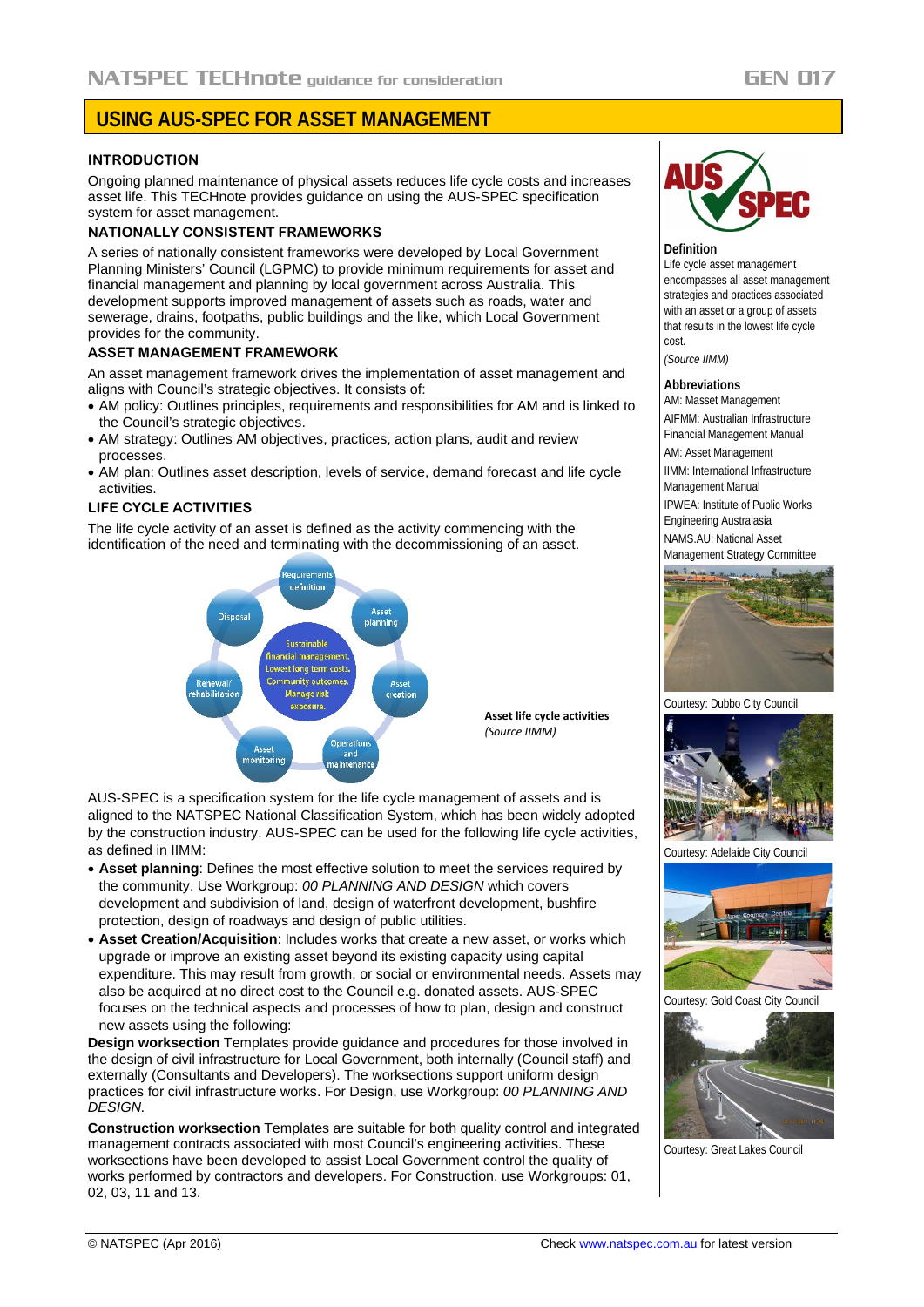# USING AUS-SPEC FOR ASSET MANAGEMENT

## INTRODUCTION

Ongoing planned maintenance of physical assets reduces life cycle costs and increases asset life. This TECHnote provides guidance on using the AUS-SPEC specification system for asset management.

## NATIONALLY CONSISTENT FRAMEWORKS

A series of nationally consistent frameworks were developed by Local Government Planning Ministers' Council (LGPMC) to provide minimum requirements for asset and financial management and planning by local government across Australia. This development supports improved management of assets such as roads, water and sewerage, drains, footpaths, public buildings and the like, which Local Government provides for the community.

## ASSET MANAGEMENT FRAMEWORK

An asset management framework drives the implementation of asset management and aligns with Council's strategic objectives. It consists of:

- AM policy: Outlines principles, requirements and responsibilities for AM and is linked to the Council's strategic objectives.
- AM strategy: Outlines AM objectives, practices, action plans, audit and review processes.
- AM plan: Outlines asset description, levels of service, demand forecast and life cycle activities.

## LIFE CYCLE ACTIVITIES

The life cycle activity of an asset is defined as the activity commencing with the identification of the need and terminating with the decommissioning of an asset.

Requirements definition → Asset planning → Asset creation → Operations and maintenance → Asset monitoring → Renewal/ rehabilitation → Disposal

Centre: Sustainable financial management. Lowest long term costs. Community outcomes. Manage risk exposure.

**Asset life cycle activities**
*(Source IIMM)*

AUS-SPEC is a specification system for the life cycle management of assets and is aligned to the NATSPEC National Classification System, which has been widely adopted by the construction industry. AUS-SPEC can be used for the following life cycle activities, as defined in IIMM:

- **Asset planning**: Defines the most effective solution to meet the services required by the community. Use Workgroup: *00 PLANNING AND DESIGN* which covers development and subdivision of land, design of waterfront development, bushfire protection, design of roadways and design of public utilities.
- **Asset Creation/Acquisition**: Includes works that create a new asset, or works which upgrade or improve an existing asset beyond its existing capacity using capital expenditure. This may result from growth, or social or environmental needs. Assets may also be acquired at no direct cost to the Council e.g. donated assets. AUS-SPEC focuses on the technical aspects and processes of how to plan, design and construct new assets using the following:

**Design worksection** Templates provide guidance and procedures for those involved in the design of civil infrastructure for Local Government, both internally (Council staff) and externally (Consultants and Developers). The worksections support uniform design practices for civil infrastructure works. For Design, use Workgroup: *00 PLANNING AND DESIGN*.

**Construction worksection** Templates are suitable for both quality control and integrated management contracts associated with most Council's engineering activities. These worksections have been developed to assist Local Government control the quality of works performed by contractors and developers. For Construction, use Workgroups: 01, 02, 03, 11 and 13.

---

**Definition**

Life cycle asset management encompasses all asset management strategies and practices associated with an asset or a group of assets that results in the lowest life cycle cost.

*(Source IIMM)*

**Abbreviations**

AM: Masset Management

AIFMM: Australian Infrastructure Financial Management Manual

AM: Asset Management

IIMM: International Infrastructure Management Manual

IPWEA: Institute of Public Works Engineering Australasia

NAMS.AU: National Asset Management Strategy Committee

Courtesy: Dubbo City Council

Courtesy: Adelaide City Council

Courtesy: Gold Coast City Council

Courtesy: Great Lakes Council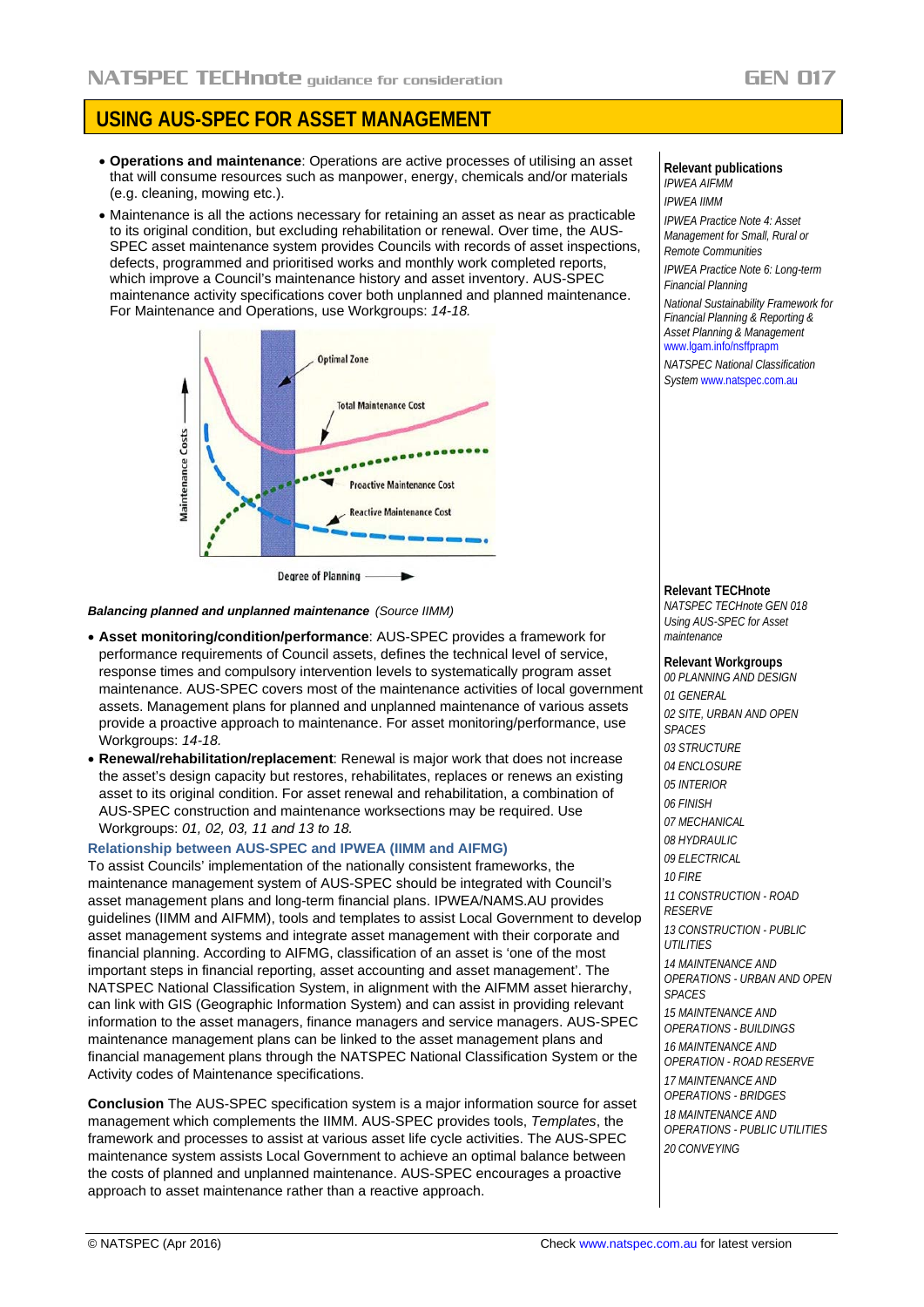# USING AUS-SPEC FOR ASSET MANAGEMENT

- **Operations and maintenance**: Operations are active processes of utilising an asset that will consume resources such as manpower, energy, chemicals and/or materials (e.g. cleaning, mowing etc.).
- Maintenance is all the actions necessary for retaining an asset as near as practicable to its original condition, but excluding rehabilitation or renewal. Over time, the AUS-SPEC asset maintenance system provides Councils with records of asset inspections, defects, programmed and prioritised works and monthly work completed reports, which improve a Council's maintenance history and asset inventory. AUS-SPEC maintenance activity specifications cover both unplanned and planned maintenance. For Maintenance and Operations, use Workgroups: *14-18.*

Optimal Zone
Total Maintenance Cost
Proactive Maintenance Cost
Reactive Maintenance Cost
Maintenance Costs
Degree of Planning

***Balancing planned and unplanned maintenance*** *(Source IIMM)*

- **Asset monitoring/condition/performance**: AUS-SPEC provides a framework for performance requirements of Council assets, defines the technical level of service, response times and compulsory intervention levels to systematically program asset maintenance. AUS-SPEC covers most of the maintenance activities of local government assets. Management plans for planned and unplanned maintenance of various assets provide a proactive approach to maintenance. For asset monitoring/performance, use Workgroups: *14-18.*
- **Renewal/rehabilitation/replacement**: Renewal is major work that does not increase the asset's design capacity but restores, rehabilitates, replaces or renews an existing asset to its original condition. For asset renewal and rehabilitation, a combination of AUS-SPEC construction and maintenance worksections may be required. Use Workgroups: *01, 02, 03, 11 and 13 to 18.*

### Relationship between AUS-SPEC and IPWEA (IIMM and AIFMG)

To assist Councils' implementation of the nationally consistent frameworks, the maintenance management system of AUS-SPEC should be integrated with Council's asset management plans and long-term financial plans. IPWEA/NAMS.AU provides guidelines (IIMM and AIFMM), tools and templates to assist Local Government to develop asset management systems and integrate asset management with their corporate and financial planning. According to AIFMG, classification of an asset is 'one of the most important steps in financial reporting, asset accounting and asset management'. The NATSPEC National Classification System, in alignment with the AIFMM asset hierarchy, can link with GIS (Geographic Information System) and can assist in providing relevant information to the asset managers, finance managers and service managers. AUS-SPEC maintenance management plans can be linked to the asset management plans and financial management plans through the NATSPEC National Classification System or the Activity codes of Maintenance specifications.

**Conclusion** The AUS-SPEC specification system is a major information source for asset management which complements the IIMM. AUS-SPEC provides tools, *Templates*, the framework and processes to assist at various asset life cycle activities. The AUS-SPEC maintenance system assists Local Government to achieve an optimal balance between the costs of planned and unplanned maintenance. AUS-SPEC encourages a proactive approach to asset maintenance rather than a reactive approach.

**Relevant publications**

*IPWEA AIFMM*

*IPWEA IIMM*

*IPWEA Practice Note 4: Asset Management for Small, Rural or Remote Communities*

*IPWEA Practice Note 6: Long-term Financial Planning*

*National Sustainability Framework for Financial Planning & Reporting & Asset Planning & Management* www.lgam.info/nsffprapm

*NATSPEC National Classification System* www.natspec.com.au

**Relevant TECHnote**

*NATSPEC TECHnote GEN 018 Using AUS-SPEC for Asset maintenance*

**Relevant Workgroups**

*00 PLANNING AND DESIGN*
*01 GENERAL*
*02 SITE, URBAN AND OPEN SPACES*
*03 STRUCTURE*
*04 ENCLOSURE*
*05 INTERIOR*
*06 FINISH*
*07 MECHANICAL*
*08 HYDRAULIC*
*09 ELECTRICAL*
*10 FIRE*
*11 CONSTRUCTION - ROAD RESERVE*
*13 CONSTRUCTION - PUBLIC UTILITIES*
*14 MAINTENANCE AND OPERATIONS - URBAN AND OPEN SPACES*
*15 MAINTENANCE AND OPERATIONS - BUILDINGS*
*16 MAINTENANCE AND OPERATION - ROAD RESERVE*
*17 MAINTENANCE AND OPERATIONS - BRIDGES*
*18 MAINTENANCE AND OPERATIONS - PUBLIC UTILITIES*
*20 CONVEYING*